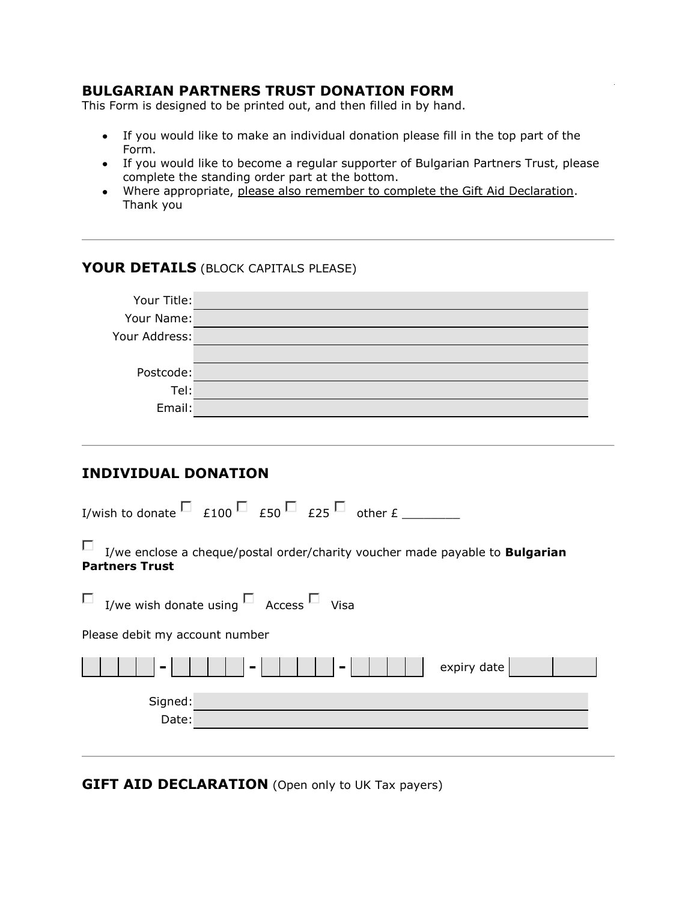## BULGARIAN PARTNERS TRUST DONATION FORM

This Form is designed to be printed out, and then filled in by hand.

- If you would like to make an individual donation please fill in the top part of the Form.
- If you would like to become a regular supporter of Bulgarian Partners Trust, please complete the standing order part at the bottom.
- Where appropriate, please also remember to complete the Gift Aid Declaration. Thank you

---

## YOUR DETAILS (BLOCK CAPITALS PLEASE)

Your Title: ____________________

Your Name: ____________________

Your Address: ____________________

____________________

Postcode: ____________________

Tel: ____________________

Email: ____________________

---

## INDIVIDUAL DONATION

I/wish to donate ☐ £100 ☐ £50 ☐ £25 ☐ other £ ________

☐ I/we enclose a cheque/postal order/charity voucher made payable to **Bulgarian Partners Trust**

☐ I/we wish donate using ☐ Access ☐ Visa

Please debit my account number

☐☐☐☐ - ☐☐☐☐ - ☐☐☐☐ - ☐☐☐☐ expiry date ☐☐

Signed: ____________________

Date: ____________________

---

## GIFT AID DECLARATION (Open only to UK Tax payers)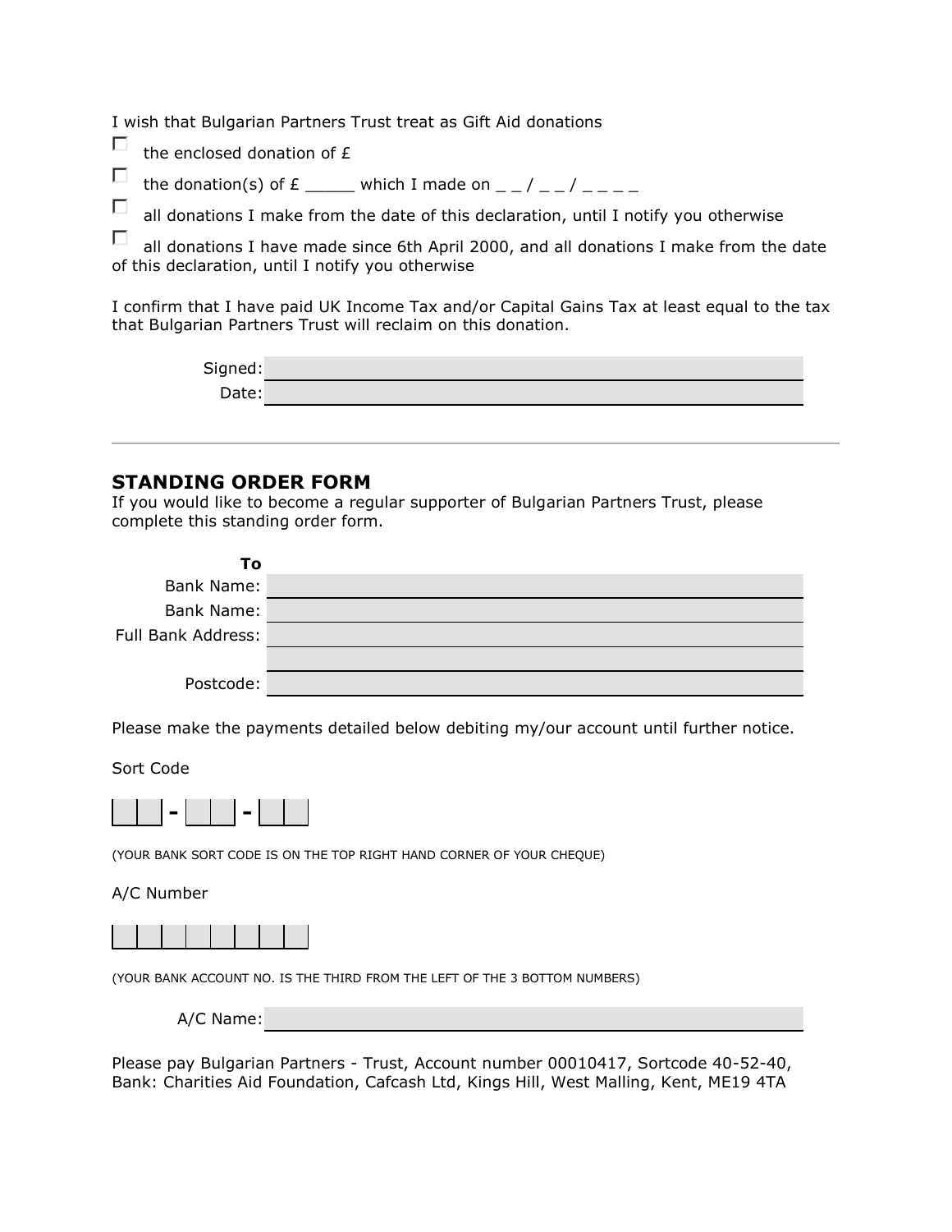I wish that Bulgarian Partners Trust treat as Gift Aid donations

- ☐ the enclosed donation of £
- ☐ the donation(s) of £ _____ which I made on _ _ / _ _ / _ _ _ _
- ☐ all donations I make from the date of this declaration, until I notify you otherwise
- ☐ all donations I have made since 6th April 2000, and all donations I make from the date of this declaration, until I notify you otherwise

I confirm that I have paid UK Income Tax and/or Capital Gains Tax at least equal to the tax that Bulgarian Partners Trust will reclaim on this donation.

Signed: ____________________

Date: ____________________

---

## STANDING ORDER FORM

If you would like to become a regular supporter of Bulgarian Partners Trust, please complete this standing order form.

**To**

Bank Name: ____________________

Bank Name: ____________________

Full Bank Address: ____________________

____________________

Postcode: ____________________

Please make the payments detailed below debiting my/our account until further notice.

Sort Code

☐☐ - ☐☐ - ☐☐

(YOUR BANK SORT CODE IS ON THE TOP RIGHT HAND CORNER OF YOUR CHEQUE)

A/C Number

☐☐☐☐☐☐☐☐

(YOUR BANK ACCOUNT NO. IS THE THIRD FROM THE LEFT OF THE 3 BOTTOM NUMBERS)

A/C Name: ____________________

Please pay Bulgarian Partners - Trust, Account number 00010417, Sortcode 40-52-40, Bank: Charities Aid Foundation, Cafcash Ltd, Kings Hill, West Malling, Kent, ME19 4TA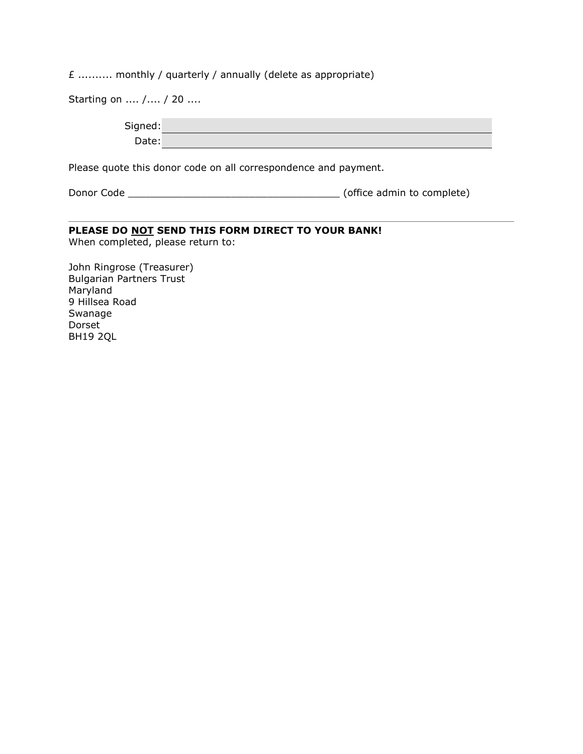£ .......... monthly / quarterly / annually (delete as appropriate)

Starting on .... /.... / 20 ....

Signed: ____________________

Date: ____________________

Please quote this donor code on all correspondence and payment.

Donor Code ____________________________________ (office admin to complete)

---

**PLEASE DO NOT SEND THIS FORM DIRECT TO YOUR BANK!**
When completed, please return to:

John Ringrose (Treasurer)
Bulgarian Partners Trust
Maryland
9 Hillsea Road
Swanage
Dorset
BH19 2QL